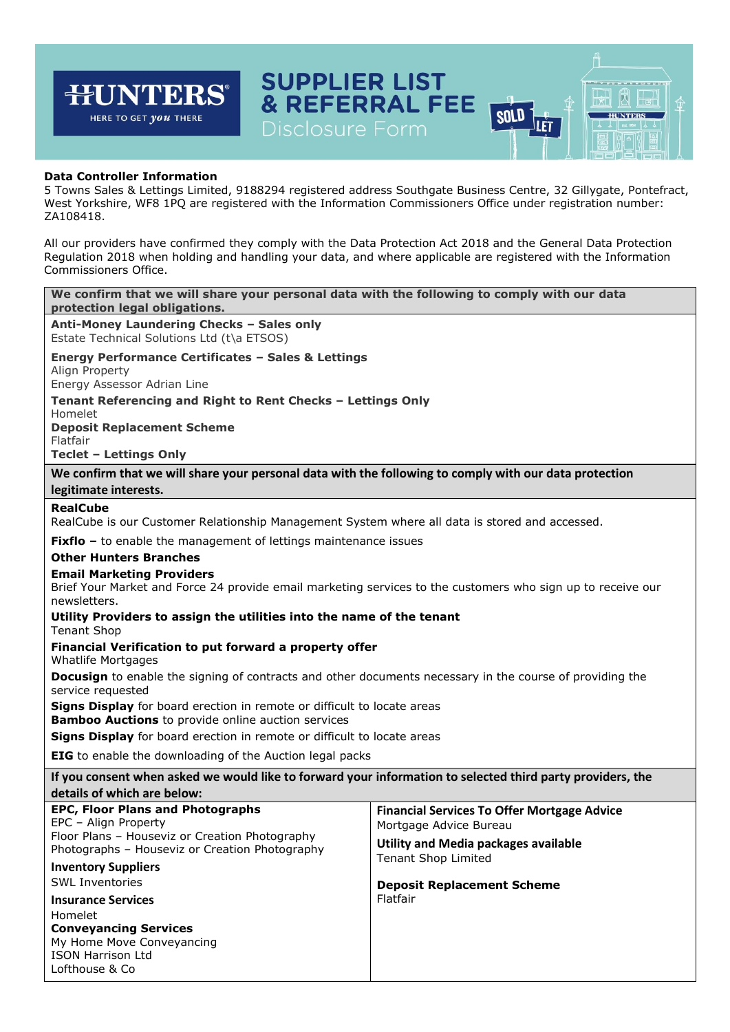# SUPPLIER LIST & REFERRAL FEE

## Disclosure Form

**Data Controller Information**
5 Towns Sales & Lettings Limited, 9188294 registered address Southgate Business Centre, 32 Gillygate, Pontefract, West Yorkshire, WF8 1PQ are registered with the Information Commissioners Office under registration number: ZA108418.

All our providers have confirmed they comply with the Data Protection Act 2018 and the General Data Protection Regulation 2018 when holding and handling your data, and where applicable are registered with the Information Commissioners Office.

**We confirm that we will share your personal data with the following to comply with our data protection legal obligations.**

**Anti-Money Laundering Checks – Sales only**
Estate Technical Solutions Ltd (t\a ETSOS)

**Energy Performance Certificates – Sales & Lettings**
Align Property
Energy Assessor Adrian Line

**Tenant Referencing and Right to Rent Checks – Lettings Only**
Homelet

**Deposit Replacement Scheme**
Flatfair

**Teclet – Lettings Only**

**We confirm that we will share your personal data with the following to comply with our data protection legitimate interests.**

**RealCube**
RealCube is our Customer Relationship Management System where all data is stored and accessed.

**Fixflo –** to enable the management of lettings maintenance issues

**Other Hunters Branches**

**Email Marketing Providers**
Brief Your Market and Force 24 provide email marketing services to the customers who sign up to receive our newsletters.

**Utility Providers to assign the utilities into the name of the tenant**
Tenant Shop

**Financial Verification to put forward a property offer**
Whatlife Mortgages

**Docusign** to enable the signing of contracts and other documents necessary in the course of providing the service requested

**Signs Display** for board erection in remote or difficult to locate areas
**Bamboo Auctions** to provide online auction services

**Signs Display** for board erection in remote or difficult to locate areas

**EIG** to enable the downloading of the Auction legal packs

**If you consent when asked we would like to forward your information to selected third party providers, the details of which are below:**

**EPC, Floor Plans and Photographs**
EPC – Align Property
Floor Plans – Houseviz or Creation Photography
Photographs – Houseviz or Creation Photography

**Inventory Suppliers**
SWL Inventories

**Insurance Services**
Homelet

**Conveyancing Services**
My Home Move Conveyancing
ISON Harrison Ltd
Lofthouse & Co

**Financial Services To Offer Mortgage Advice**
Mortgage Advice Bureau

**Utility and Media packages available**
Tenant Shop Limited

**Deposit Replacement Scheme**
Flatfair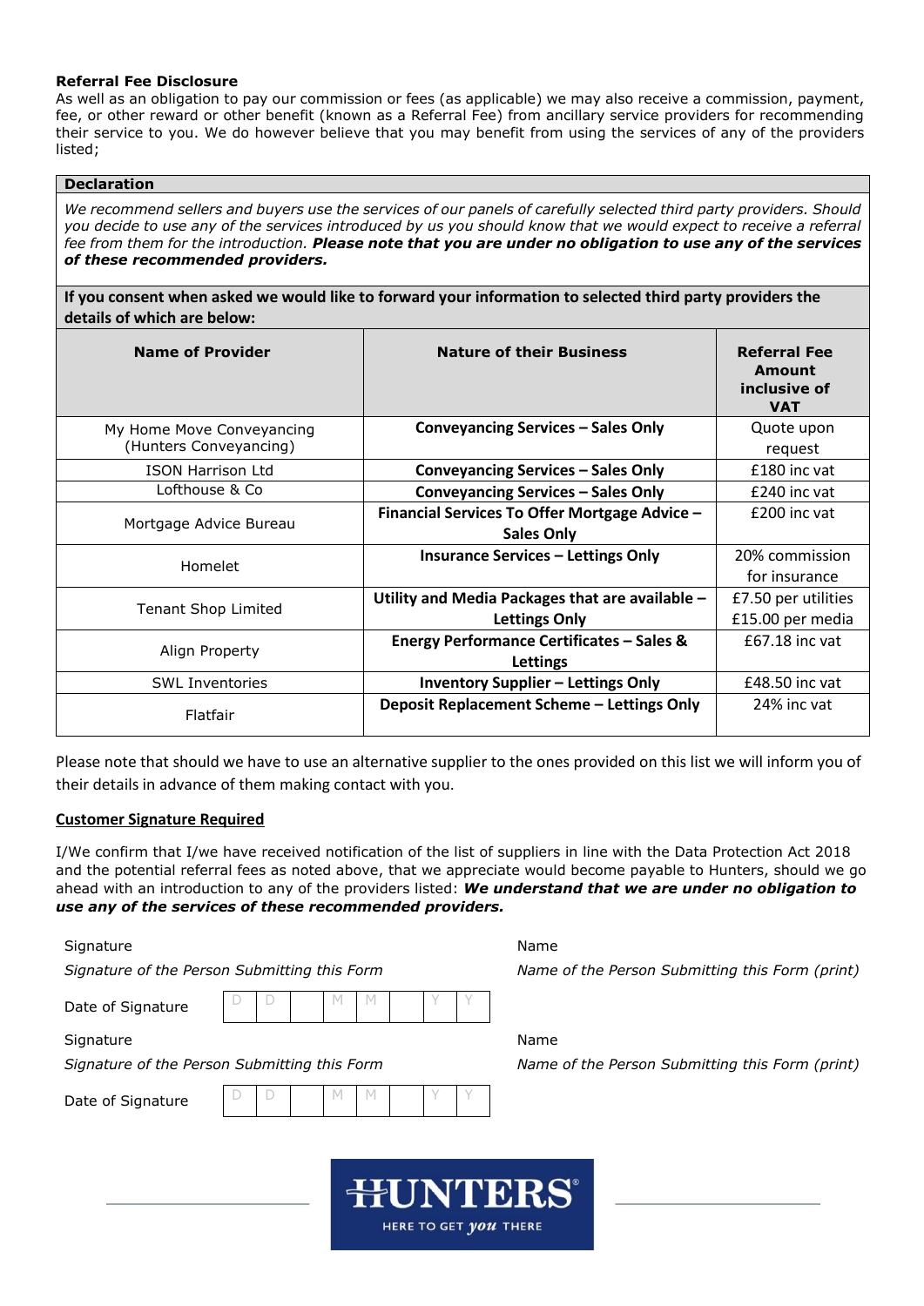**Referral Fee Disclosure**

As well as an obligation to pay our commission or fees (as applicable) we may also receive a commission, payment, fee, or other reward or other benefit (known as a Referral Fee) from ancillary service providers for recommending their service to you. We do however believe that you may benefit from using the services of any of the providers listed;

**Declaration**

*We recommend sellers and buyers use the services of our panels of carefully selected third party providers. Should you decide to use any of the services introduced by us you should know that we would expect to receive a referral fee from them for the introduction.* ***Please note that you are under no obligation to use any of the services of these recommended providers.***

**If you consent when asked we would like to forward your information to selected third party providers the details of which are below:**

| Name of Provider | Nature of their Business | Referral Fee Amount inclusive of VAT |
|---|---|---|
| My Home Move Conveyancing (Hunters Conveyancing) | **Conveyancing Services – Sales Only** | Quote upon request |
| ISON Harrison Ltd | **Conveyancing Services – Sales Only** | £180 inc vat |
| Lofthouse & Co | **Conveyancing Services – Sales Only** | £240 inc vat |
| Mortgage Advice Bureau | **Financial Services To Offer Mortgage Advice – Sales Only** | £200 inc vat |
| Homelet | **Insurance Services – Lettings Only** | 20% commission for insurance |
| Tenant Shop Limited | **Utility and Media Packages that are available – Lettings Only** | £7.50 per utilities £15.00 per media |
| Align Property | **Energy Performance Certificates – Sales & Lettings** | £67.18 inc vat |
| SWL Inventories | **Inventory Supplier – Lettings Only** | £48.50 inc vat |
| Flatfair | **Deposit Replacement Scheme – Lettings Only** | 24% inc vat |

Please note that should we have to use an alternative supplier to the ones provided on this list we will inform you of their details in advance of them making contact with you.

**Customer Signature Required**

I/We confirm that I/we have received notification of the list of suppliers in line with the Data Protection Act 2018 and the potential referral fees as noted above, that we appreciate would become payable to Hunters, should we go ahead with an introduction to any of the providers listed: ***We understand that we are under no obligation to use any of the services of these recommended providers.***

Signature
*Signature of the Person Submitting this Form*

Name
*Name of the Person Submitting this Form (print)*

Date of Signature D D / M M / Y Y

Signature
*Signature of the Person Submitting this Form*

Name
*Name of the Person Submitting this Form (print)*

Date of Signature D D / M M / Y Y

HUNTERS®
HERE TO GET *you* THERE